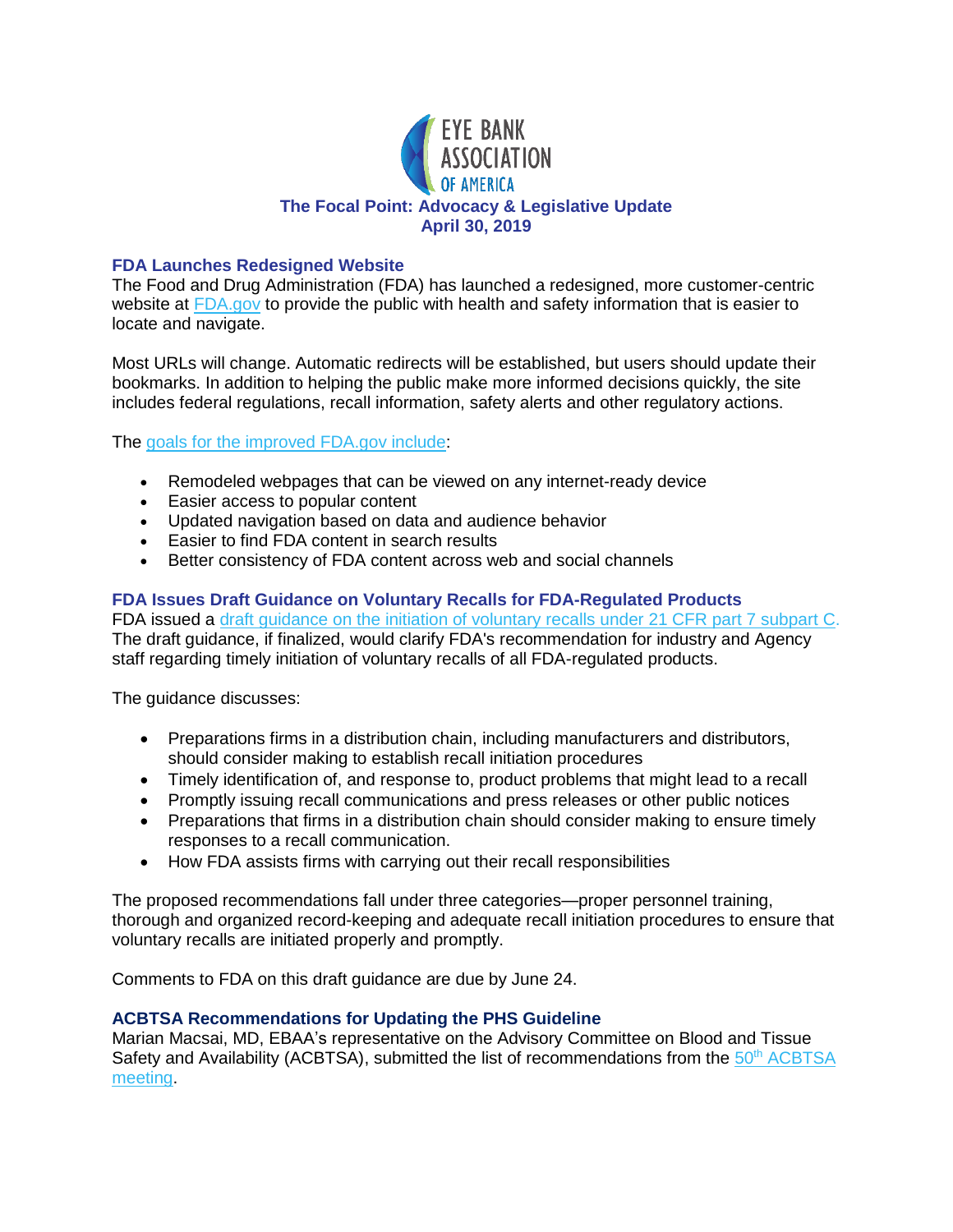# The Focal Point: Advocacy & Legislative Update

**April 30, 2019**

## FDA Launches Redesigned Website

The Food and Drug Administration (FDA) has launched a redesigned, more customer-centric website at FDA.gov to provide the public with health and safety information that is easier to locate and navigate.

Most URLs will change. Automatic redirects will be established, but users should update their bookmarks. In addition to helping the public make more informed decisions quickly, the site includes federal regulations, recall information, safety alerts and other regulatory actions.

The goals for the improved FDA.gov include:

- Remodeled webpages that can be viewed on any internet-ready device
- Easier access to popular content
- Updated navigation based on data and audience behavior
- Easier to find FDA content in search results
- Better consistency of FDA content across web and social channels

## FDA Issues Draft Guidance on Voluntary Recalls for FDA-Regulated Products

FDA issued a draft guidance on the initiation of voluntary recalls under 21 CFR part 7 subpart C. The draft guidance, if finalized, would clarify FDA's recommendation for industry and Agency staff regarding timely initiation of voluntary recalls of all FDA-regulated products.

The guidance discusses:

- Preparations firms in a distribution chain, including manufacturers and distributors, should consider making to establish recall initiation procedures
- Timely identification of, and response to, product problems that might lead to a recall
- Promptly issuing recall communications and press releases or other public notices
- Preparations that firms in a distribution chain should consider making to ensure timely responses to a recall communication.
- How FDA assists firms with carrying out their recall responsibilities

The proposed recommendations fall under three categories—proper personnel training, thorough and organized record-keeping and adequate recall initiation procedures to ensure that voluntary recalls are initiated properly and promptly.

Comments to FDA on this draft guidance are due by June 24.

## ACBTSA Recommendations for Updating the PHS Guideline

Marian Macsai, MD, EBAA's representative on the Advisory Committee on Blood and Tissue Safety and Availability (ACBTSA), submitted the list of recommendations from the 50th ACBTSA meeting.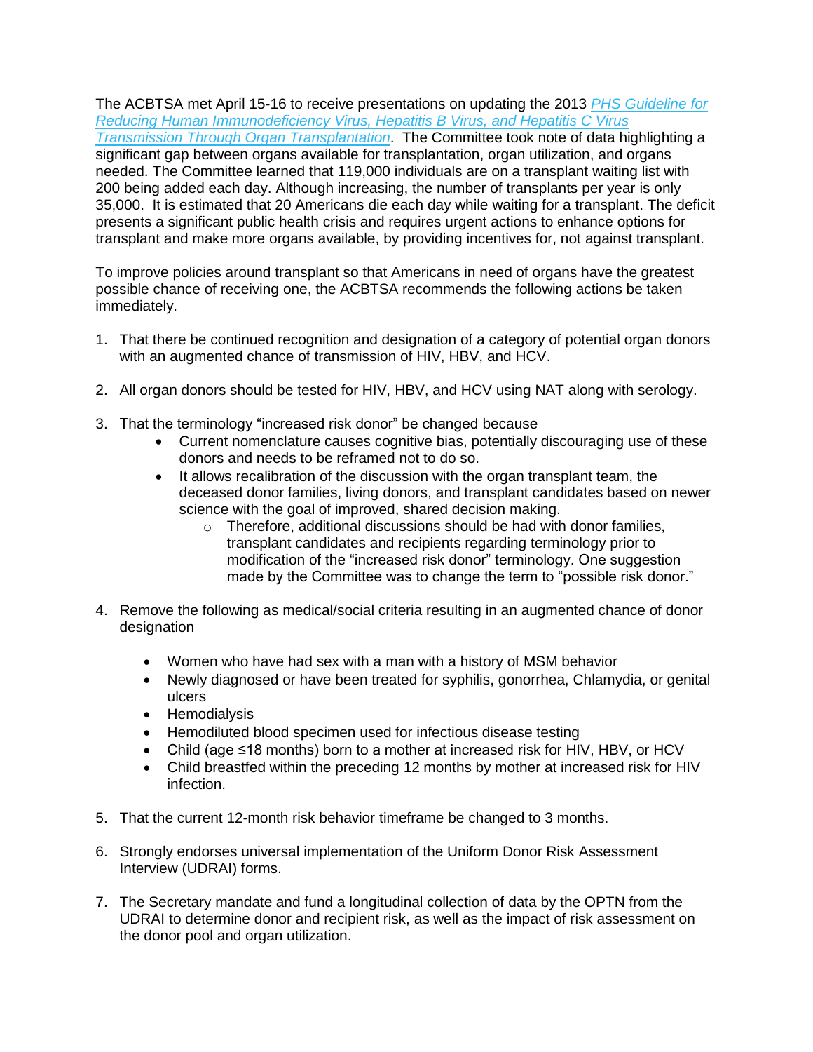The ACBTSA met April 15-16 to receive presentations on updating the 2013 *PHS Guideline for Reducing Human Immunodeficiency Virus, Hepatitis B Virus, and Hepatitis C Virus Transmission Through Organ Transplantation*. The Committee took note of data highlighting a significant gap between organs available for transplantation, organ utilization, and organs needed. The Committee learned that 119,000 individuals are on a transplant waiting list with 200 being added each day. Although increasing, the number of transplants per year is only 35,000. It is estimated that 20 Americans die each day while waiting for a transplant. The deficit presents a significant public health crisis and requires urgent actions to enhance options for transplant and make more organs available, by providing incentives for, not against transplant.

To improve policies around transplant so that Americans in need of organs have the greatest possible chance of receiving one, the ACBTSA recommends the following actions be taken immediately.

1. That there be continued recognition and designation of a category of potential organ donors with an augmented chance of transmission of HIV, HBV, and HCV.

2. All organ donors should be tested for HIV, HBV, and HCV using NAT along with serology.

3. That the terminology "increased risk donor" be changed because
    - Current nomenclature causes cognitive bias, potentially discouraging use of these donors and needs to be reframed not to do so.
    - It allows recalibration of the discussion with the organ transplant team, the deceased donor families, living donors, and transplant candidates based on newer science with the goal of improved, shared decision making.
        - Therefore, additional discussions should be had with donor families, transplant candidates and recipients regarding terminology prior to modification of the "increased risk donor" terminology. One suggestion made by the Committee was to change the term to "possible risk donor."

4. Remove the following as medical/social criteria resulting in an augmented chance of donor designation
    - Women who have had sex with a man with a history of MSM behavior
    - Newly diagnosed or have been treated for syphilis, gonorrhea, Chlamydia, or genital ulcers
    - Hemodialysis
    - Hemodiluted blood specimen used for infectious disease testing
    - Child (age ≤18 months) born to a mother at increased risk for HIV, HBV, or HCV
    - Child breastfed within the preceding 12 months by mother at increased risk for HIV infection.

5. That the current 12-month risk behavior timeframe be changed to 3 months.

6. Strongly endorses universal implementation of the Uniform Donor Risk Assessment Interview (UDRAI) forms.

7. The Secretary mandate and fund a longitudinal collection of data by the OPTN from the UDRAI to determine donor and recipient risk, as well as the impact of risk assessment on the donor pool and organ utilization.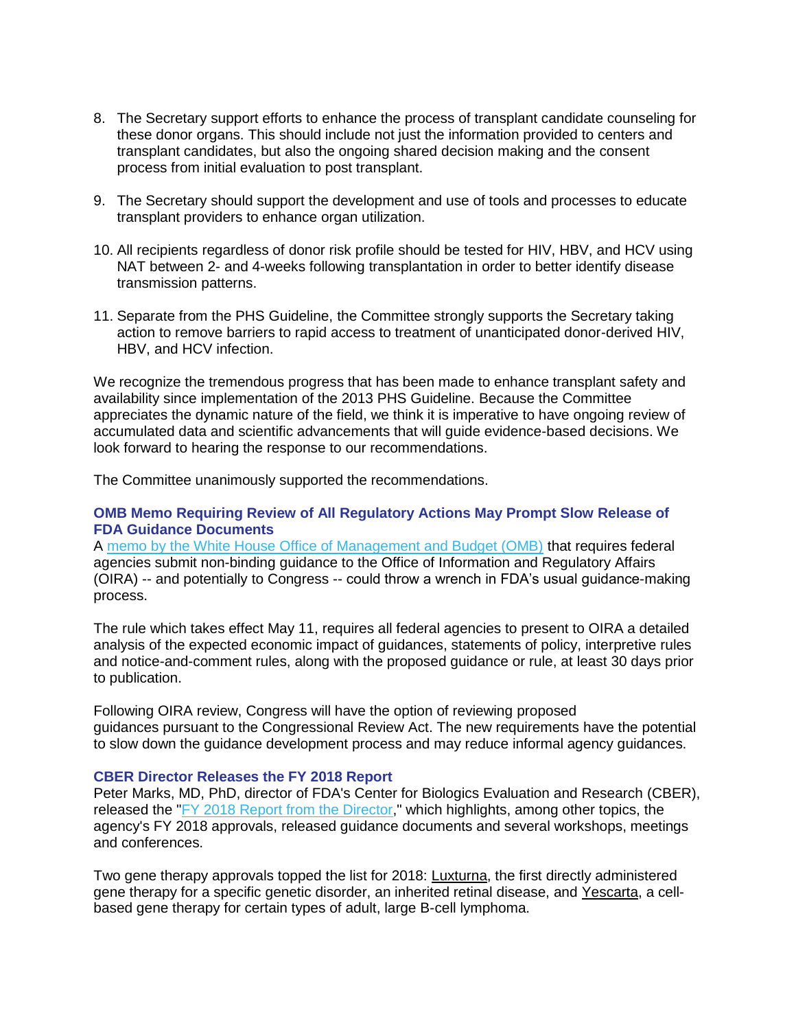8. The Secretary support efforts to enhance the process of transplant candidate counseling for these donor organs. This should include not just the information provided to centers and transplant candidates, but also the ongoing shared decision making and the consent process from initial evaluation to post transplant.

9. The Secretary should support the development and use of tools and processes to educate transplant providers to enhance organ utilization.

10. All recipients regardless of donor risk profile should be tested for HIV, HBV, and HCV using NAT between 2- and 4-weeks following transplantation in order to better identify disease transmission patterns.

11. Separate from the PHS Guideline, the Committee strongly supports the Secretary taking action to remove barriers to rapid access to treatment of unanticipated donor-derived HIV, HBV, and HCV infection.

We recognize the tremendous progress that has been made to enhance transplant safety and availability since implementation of the 2013 PHS Guideline. Because the Committee appreciates the dynamic nature of the field, we think it is imperative to have ongoing review of accumulated data and scientific advancements that will guide evidence-based decisions. We look forward to hearing the response to our recommendations.

The Committee unanimously supported the recommendations.

### OMB Memo Requiring Review of All Regulatory Actions May Prompt Slow Release of FDA Guidance Documents

A memo by the White House Office of Management and Budget (OMB) that requires federal agencies submit non-binding guidance to the Office of Information and Regulatory Affairs (OIRA) -- and potentially to Congress -- could throw a wrench in FDA's usual guidance-making process.

The rule which takes effect May 11, requires all federal agencies to present to OIRA a detailed analysis of the expected economic impact of guidances, statements of policy, interpretive rules and notice-and-comment rules, along with the proposed guidance or rule, at least 30 days prior to publication.

Following OIRA review, Congress will have the option of reviewing proposed guidances pursuant to the Congressional Review Act. The new requirements have the potential to slow down the guidance development process and may reduce informal agency guidances.

### CBER Director Releases the FY 2018 Report

Peter Marks, MD, PhD, director of FDA's Center for Biologics Evaluation and Research (CBER), released the "FY 2018 Report from the Director," which highlights, among other topics, the agency's FY 2018 approvals, released guidance documents and several workshops, meetings and conferences.

Two gene therapy approvals topped the list for 2018: Luxturna, the first directly administered gene therapy for a specific genetic disorder, an inherited retinal disease, and Yescarta, a cell-based gene therapy for certain types of adult, large B-cell lymphoma.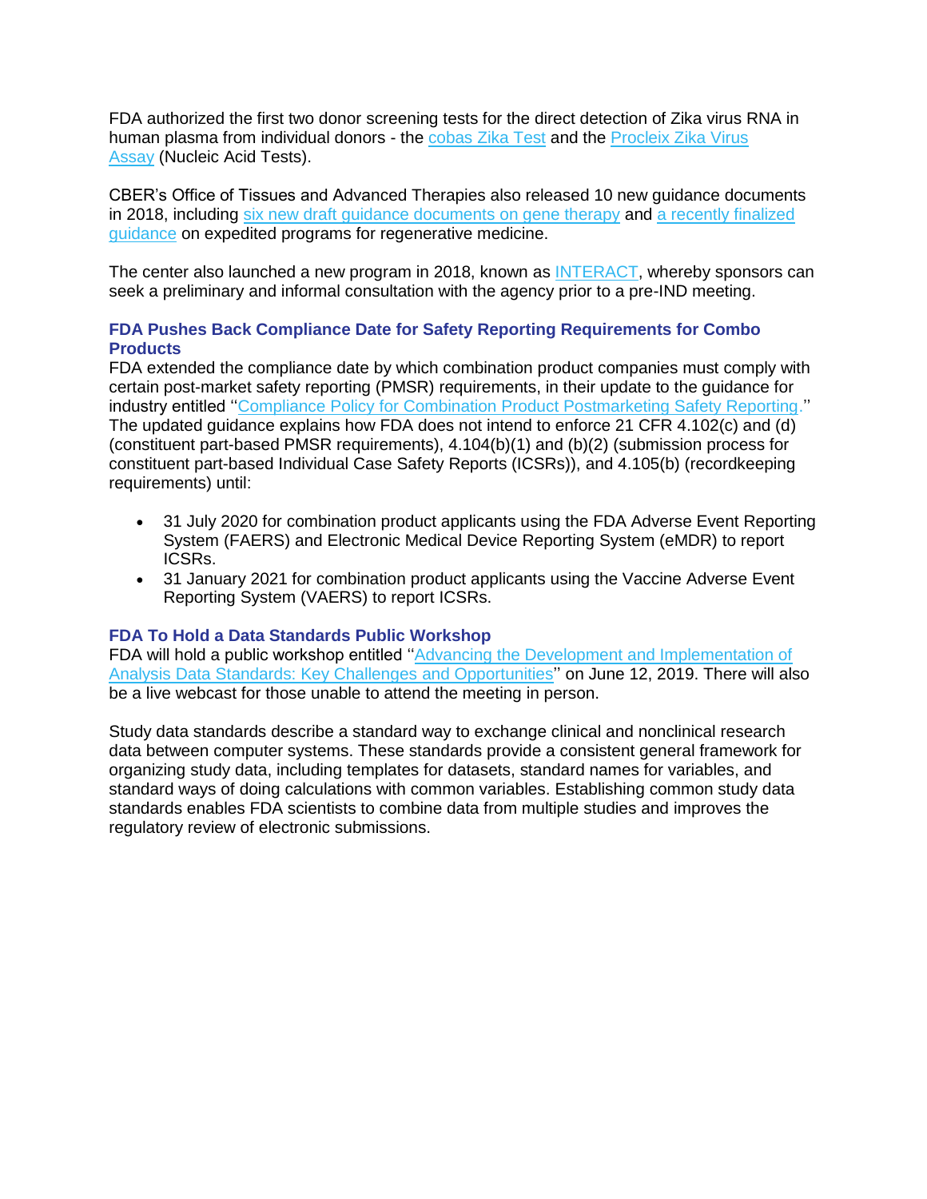FDA authorized the first two donor screening tests for the direct detection of Zika virus RNA in human plasma from individual donors - the cobas Zika Test and the Procleix Zika Virus Assay (Nucleic Acid Tests).

CBER's Office of Tissues and Advanced Therapies also released 10 new guidance documents in 2018, including six new draft guidance documents on gene therapy and a recently finalized guidance on expedited programs for regenerative medicine.

The center also launched a new program in 2018, known as INTERACT, whereby sponsors can seek a preliminary and informal consultation with the agency prior to a pre-IND meeting.

### FDA Pushes Back Compliance Date for Safety Reporting Requirements for Combo Products

FDA extended the compliance date by which combination product companies must comply with certain post-market safety reporting (PMSR) requirements, in their update to the guidance for industry entitled "Compliance Policy for Combination Product Postmarketing Safety Reporting." The updated guidance explains how FDA does not intend to enforce 21 CFR 4.102(c) and (d) (constituent part-based PMSR requirements), 4.104(b)(1) and (b)(2) (submission process for constituent part-based Individual Case Safety Reports (ICSRs)), and 4.105(b) (recordkeeping requirements) until:

- 31 July 2020 for combination product applicants using the FDA Adverse Event Reporting System (FAERS) and Electronic Medical Device Reporting System (eMDR) to report ICSRs.
- 31 January 2021 for combination product applicants using the Vaccine Adverse Event Reporting System (VAERS) to report ICSRs.

### FDA To Hold a Data Standards Public Workshop

FDA will hold a public workshop entitled "Advancing the Development and Implementation of Analysis Data Standards: Key Challenges and Opportunities" on June 12, 2019. There will also be a live webcast for those unable to attend the meeting in person.

Study data standards describe a standard way to exchange clinical and nonclinical research data between computer systems. These standards provide a consistent general framework for organizing study data, including templates for datasets, standard names for variables, and standard ways of doing calculations with common variables. Establishing common study data standards enables FDA scientists to combine data from multiple studies and improves the regulatory review of electronic submissions.